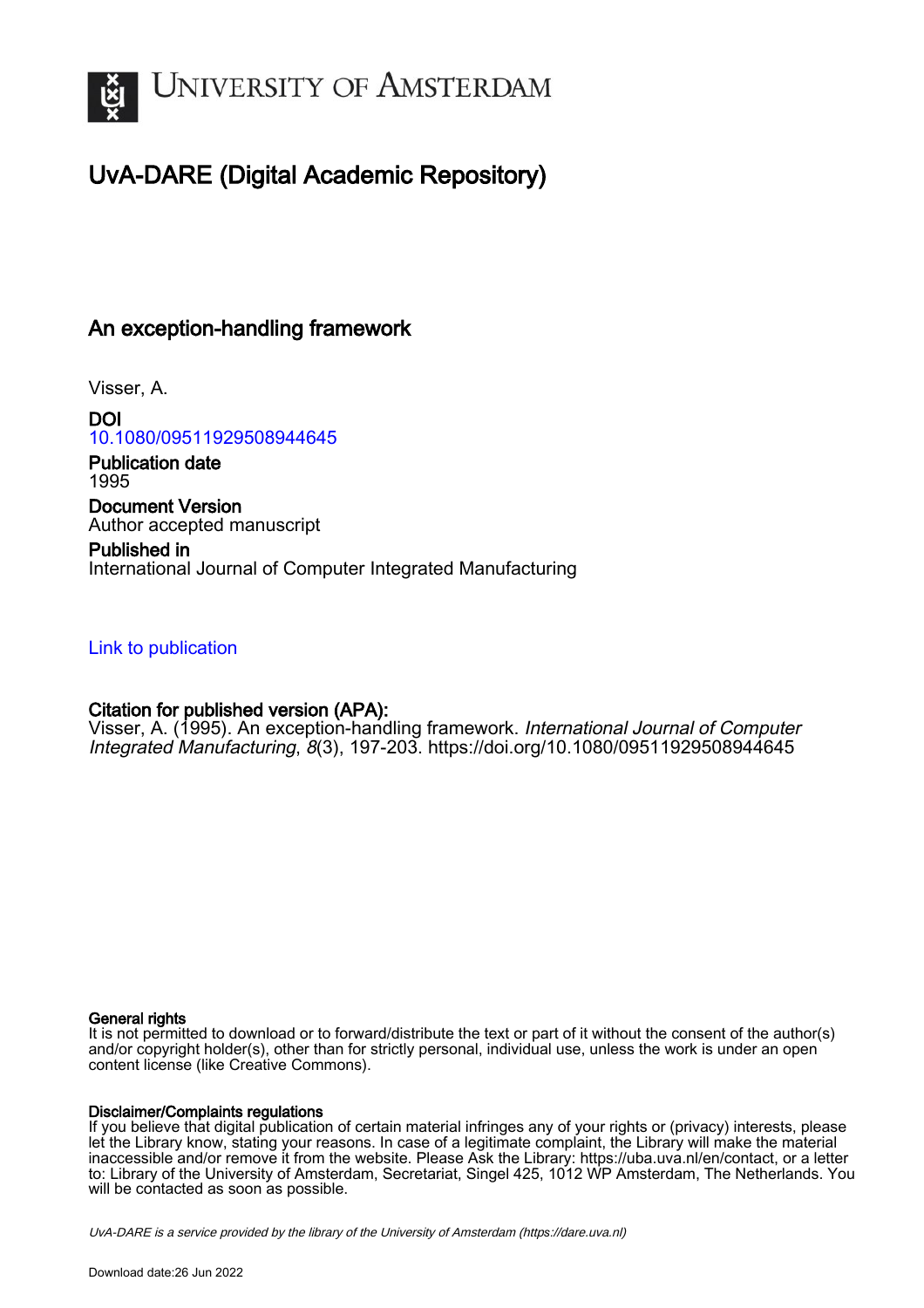# UvA-DARE (Digital Academic Repository)

## An exception-handling framework

Visser, A.

**DOI**
10.1080/09511929508944645

**Publication date**
1995

**Document Version**
Author accepted manuscript

**Published in**
International Journal of Computer Integrated Manufacturing

Link to publication

**Citation for published version (APA):**
Visser, A. (1995). An exception-handling framework. *International Journal of Computer Integrated Manufacturing*, *8*(3), 197-203. https://doi.org/10.1080/09511929508944645

**General rights**
It is not permitted to download or to forward/distribute the text or part of it without the consent of the author(s) and/or copyright holder(s), other than for strictly personal, individual use, unless the work is under an open content license (like Creative Commons).

**Disclaimer/Complaints regulations**
If you believe that digital publication of certain material infringes any of your rights or (privacy) interests, please let the Library know, stating your reasons. In case of a legitimate complaint, the Library will make the material inaccessible and/or remove it from the website. Please Ask the Library: https://uba.uva.nl/en/contact, or a letter to: Library of the University of Amsterdam, Secretariat, Singel 425, 1012 WP Amsterdam, The Netherlands. You will be contacted as soon as possible.

*UvA-DARE is a service provided by the library of the University of Amsterdam (https://dare.uva.nl)*

Download date:26 Jun 2022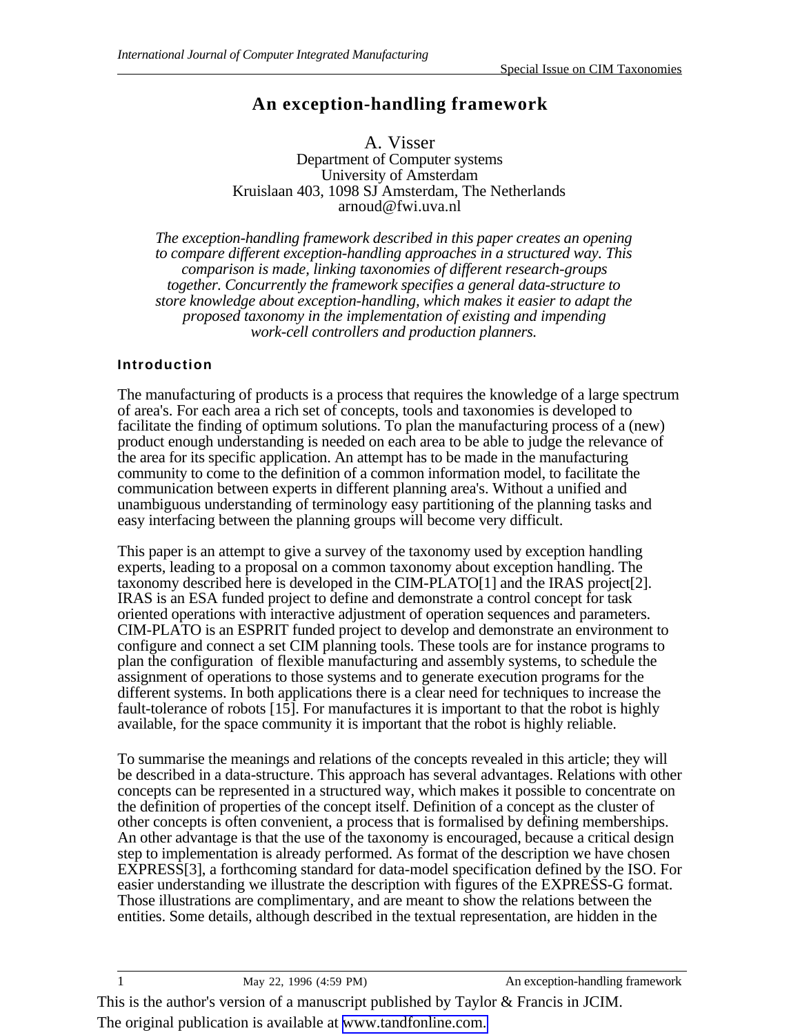International Journal of Computer Integrated Manufacturing

Special Issue on CIM Taxonomies

# An exception-handling framework

A. Visser
Department of Computer systems
University of Amsterdam
Kruislaan 403, 1098 SJ Amsterdam, The Netherlands
arnoud@fwi.uva.nl

*The exception-handling framework described in this paper creates an opening to compare different exception-handling approaches in a structured way. This comparison is made, linking taxonomies of different research-groups together. Concurrently the framework specifies a general data-structure to store knowledge about exception-handling, which makes it easier to adapt the proposed taxonomy in the implementation of existing and impending work-cell controllers and production planners.*

## Introduction

The manufacturing of products is a process that requires the knowledge of a large spectrum of area's. For each area a rich set of concepts, tools and taxonomies is developed to facilitate the finding of optimum solutions. To plan the manufacturing process of a (new) product enough understanding is needed on each area to be able to judge the relevance of the area for its specific application. An attempt has to be made in the manufacturing community to come to the definition of a common information model, to facilitate the communication between experts in different planning area's. Without a unified and unambiguous understanding of terminology easy partitioning of the planning tasks and easy interfacing between the planning groups will become very difficult.

This paper is an attempt to give a survey of the taxonomy used by exception handling experts, leading to a proposal on a common taxonomy about exception handling. The taxonomy described here is developed in the CIM-PLATO[1] and the IRAS project[2]. IRAS is an ESA funded project to define and demonstrate a control concept for task oriented operations with interactive adjustment of operation sequences and parameters. CIM-PLATO is an ESPRIT funded project to develop and demonstrate an environment to configure and connect a set CIM planning tools. These tools are for instance programs to plan the configuration of flexible manufacturing and assembly systems, to schedule the assignment of operations to those systems and to generate execution programs for the different systems. In both applications there is a clear need for techniques to increase the fault-tolerance of robots [15]. For manufactures it is important to that the robot is highly available, for the space community it is important that the robot is highly reliable.

To summarise the meanings and relations of the concepts revealed in this article; they will be described in a data-structure. This approach has several advantages. Relations with other concepts can be represented in a structured way, which makes it possible to concentrate on the definition of properties of the concept itself. Definition of a concept as the cluster of other concepts is often convenient, a process that is formalised by defining memberships. An other advantage is that the use of the taxonomy is encouraged, because a critical design step to implementation is already performed. As format of the description we have chosen EXPRESS[3], a forthcoming standard for data-model specification defined by the ISO. For easier understanding we illustrate the description with figures of the EXPRESS-G format. Those illustrations are complimentary, and are meant to show the relations between the entities. Some details, although described in the textual representation, are hidden in the

This is the author's version of a manuscript published by Taylor & Francis in JCIM.
The original publication is available at www.tandfonline.com.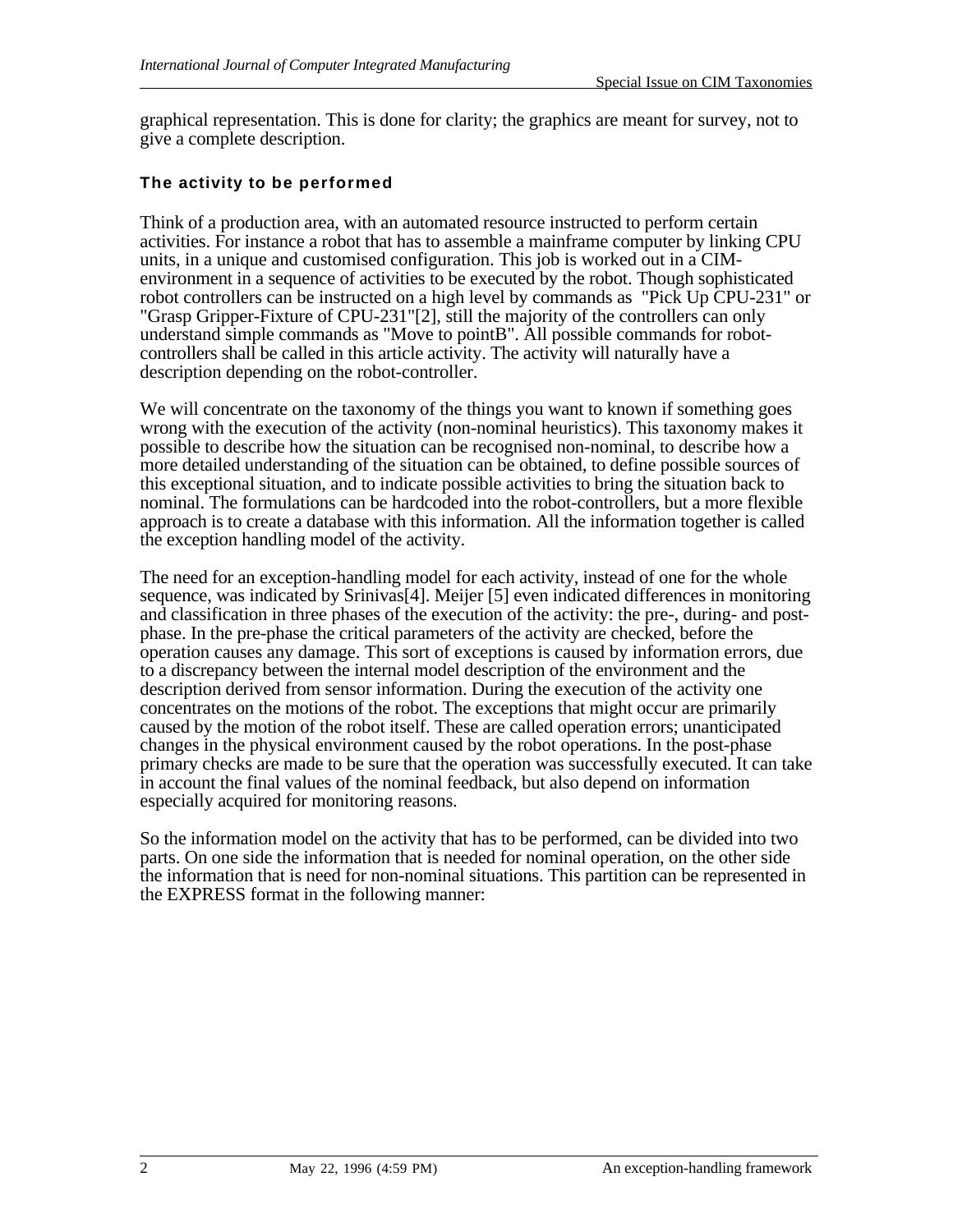graphical representation. This is done for clarity; the graphics are meant for survey, not to give a complete description.

### The activity to be performed

Think of a production area, with an automated resource instructed to perform certain activities. For instance a robot that has to assemble a mainframe computer by linking CPU units, in a unique and customised configuration. This job is worked out in a CIM-environment in a sequence of activities to be executed by the robot. Though sophisticated robot controllers can be instructed on a high level by commands as "Pick Up CPU-231" or "Grasp Gripper-Fixture of CPU-231"[2], still the majority of the controllers can only understand simple commands as "Move to pointB". All possible commands for robot-controllers shall be called in this article activity. The activity will naturally have a description depending on the robot-controller.

We will concentrate on the taxonomy of the things you want to known if something goes wrong with the execution of the activity (non-nominal heuristics). This taxonomy makes it possible to describe how the situation can be recognised non-nominal, to describe how a more detailed understanding of the situation can be obtained, to define possible sources of this exceptional situation, and to indicate possible activities to bring the situation back to nominal. The formulations can be hardcoded into the robot-controllers, but a more flexible approach is to create a database with this information. All the information together is called the exception handling model of the activity.

The need for an exception-handling model for each activity, instead of one for the whole sequence, was indicated by Srinivas[4]. Meijer [5] even indicated differences in monitoring and classification in three phases of the execution of the activity: the pre-, during- and post-phase. In the pre-phase the critical parameters of the activity are checked, before the operation causes any damage. This sort of exceptions is caused by information errors, due to a discrepancy between the internal model description of the environment and the description derived from sensor information. During the execution of the activity one concentrates on the motions of the robot. The exceptions that might occur are primarily caused by the motion of the robot itself. These are called operation errors; unanticipated changes in the physical environment caused by the robot operations. In the post-phase primary checks are made to be sure that the operation was successfully executed. It can take in account the final values of the nominal feedback, but also depend on information especially acquired for monitoring reasons.

So the information model on the activity that has to be performed, can be divided into two parts. On one side the information that is needed for nominal operation, on the other side the information that is need for non-nominal situations. This partition can be represented in the EXPRESS format in the following manner: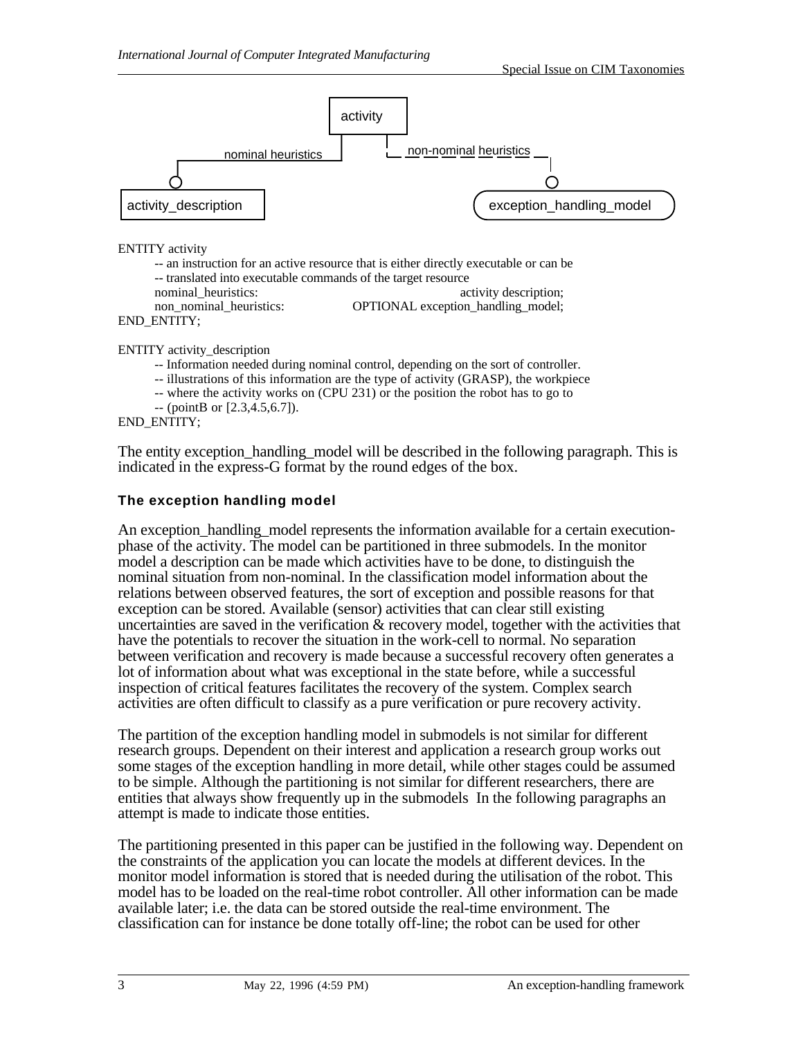ENTITY activity
-- an instruction for an active resource that is either directly executable or can be
-- translated into executable commands of the target resource
nominal_heuristics: activity description;
non_nominal_heuristics: OPTIONAL exception_handling_model;
END_ENTITY;

ENTITY activity_description
-- Information needed during nominal control, depending on the sort of controller.
-- illustrations of this information are the type of activity (GRASP), the workpiece
-- where the activity works on (CPU 231) or the position the robot has to go to
-- (pointB or [2.3,4.5,6.7]).
END_ENTITY;

The entity exception_handling_model will be described in the following paragraph. This is indicated in the express-G format by the round edges of the box.

### The exception handling model

An exception_handling_model represents the information available for a certain execution-phase of the activity. The model can be partitioned in three submodels. In the monitor model a description can be made which activities have to be done, to distinguish the nominal situation from non-nominal. In the classification model information about the relations between observed features, the sort of exception and possible reasons for that exception can be stored. Available (sensor) activities that can clear still existing uncertainties are saved in the verification & recovery model, together with the activities that have the potentials to recover the situation in the work-cell to normal. No separation between verification and recovery is made because a successful recovery often generates a lot of information about what was exceptional in the state before, while a successful inspection of critical features facilitates the recovery of the system. Complex search activities are often difficult to classify as a pure verification or pure recovery activity.

The partition of the exception handling model in submodels is not similar for different research groups. Dependent on their interest and application a research group works out some stages of the exception handling in more detail, while other stages could be assumed to be simple. Although the partitioning is not similar for different researchers, there are entities that always show frequently up in the submodels In the following paragraphs an attempt is made to indicate those entities.

The partitioning presented in this paper can be justified in the following way. Dependent on the constraints of the application you can locate the models at different devices. In the monitor model information is stored that is needed during the utilisation of the robot. This model has to be loaded on the real-time robot controller. All other information can be made available later; i.e. the data can be stored outside the real-time environment. The classification can for instance be done totally off-line; the robot can be used for other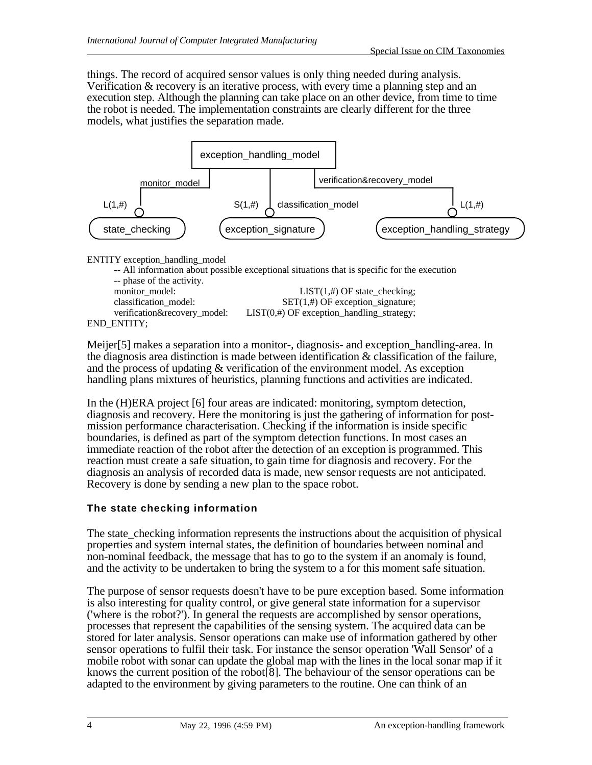things. The record of acquired sensor values is only thing needed during analysis. Verification & recovery is an iterative process, with every time a planning step and an execution step. Although the planning can take place on an other device, from time to time the robot is needed. The implementation constraints are clearly different for the three models, what justifies the separation made.

```
                         exception_handling_model
          monitor_model            |              verification&recovery_model
  L(1,#)                 S(1,#)    classification_model                  L(1,#)
  state_checking         exception_signature          exception_handling_strategy
```

```
ENTITY exception_handling_model
    -- All information about possible exceptional situations that is specific for the execution
    -- phase of the activity.
    monitor_model:                      LIST(1,#) OF state_checking;
    classification_model:               SET(1,#) OF exception_signature;
    verification&recovery_model:   LIST(0,#) OF exception_handling_strategy;
END_ENTITY;
```

Meijer[5] makes a separation into a monitor-, diagnosis- and exception_handling-area. In the diagnosis area distinction is made between identification & classification of the failure, and the process of updating & verification of the environment model. As exception handling plans mixtures of heuristics, planning functions and activities are indicated.

In the (H)ERA project [6] four areas are indicated: monitoring, symptom detection, diagnosis and recovery. Here the monitoring is just the gathering of information for post-mission performance characterisation. Checking if the information is inside specific boundaries, is defined as part of the symptom detection functions. In most cases an immediate reaction of the robot after the detection of an exception is programmed. This reaction must create a safe situation, to gain time for diagnosis and recovery. For the diagnosis an analysis of recorded data is made, new sensor requests are not anticipated. Recovery is done by sending a new plan to the space robot.

### The state checking information

The state_checking information represents the instructions about the acquisition of physical properties and system internal states, the definition of boundaries between nominal and non-nominal feedback, the message that has to go to the system if an anomaly is found, and the activity to be undertaken to bring the system to a for this moment safe situation.

The purpose of sensor requests doesn't have to be pure exception based. Some information is also interesting for quality control, or give general state information for a supervisor ('where is the robot?'). In general the requests are accomplished by sensor operations, processes that represent the capabilities of the sensing system. The acquired data can be stored for later analysis. Sensor operations can make use of information gathered by other sensor operations to fulfil their task. For instance the sensor operation 'Wall Sensor' of a mobile robot with sonar can update the global map with the lines in the local sonar map if it knows the current position of the robot[8]. The behaviour of the sensor operations can be adapted to the environment by giving parameters to the routine. One can think of an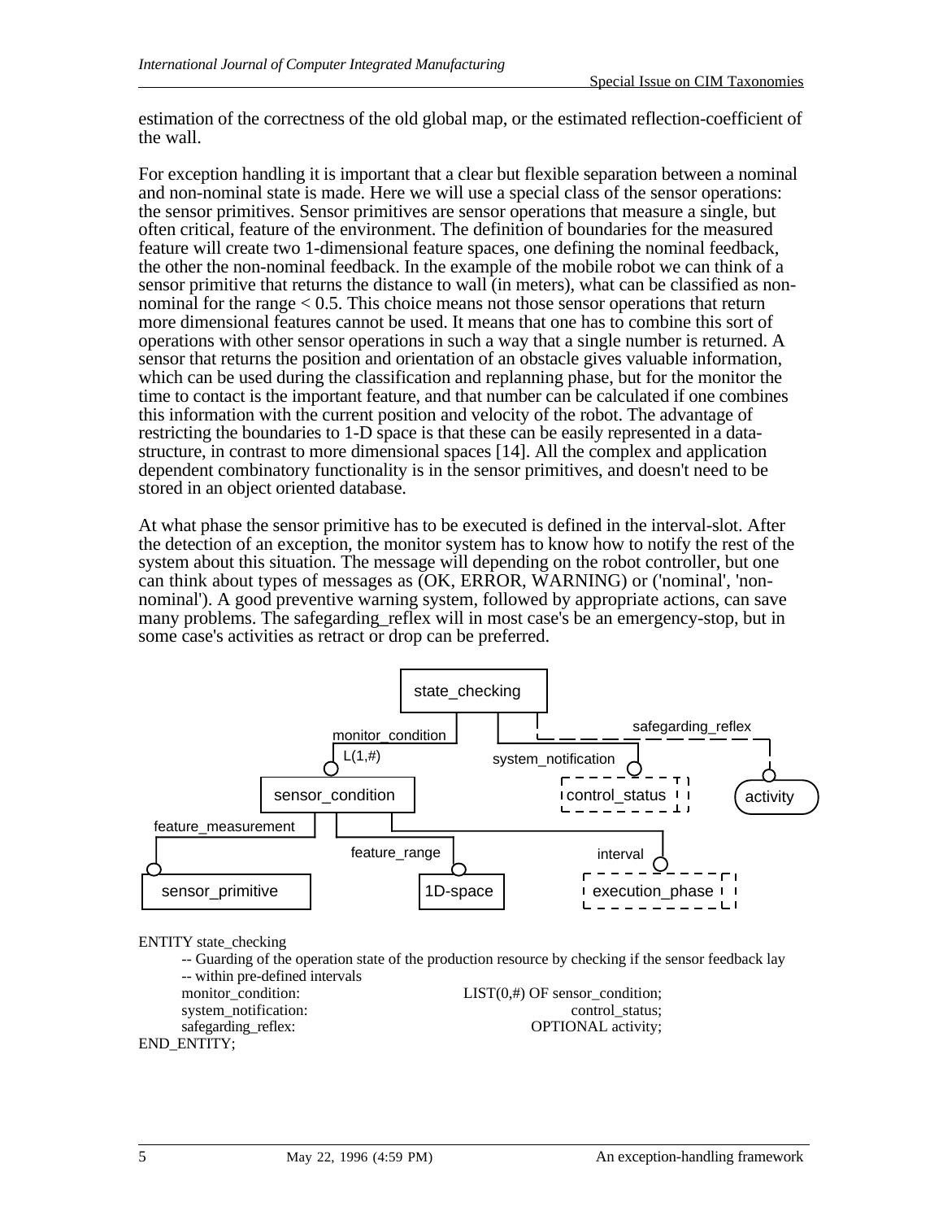estimation of the correctness of the old global map, or the estimated reflection-coefficient of the wall.

For exception handling it is important that a clear but flexible separation between a nominal and non-nominal state is made. Here we will use a special class of the sensor operations: the sensor primitives. Sensor primitives are sensor operations that measure a single, but often critical, feature of the environment. The definition of boundaries for the measured feature will create two 1-dimensional feature spaces, one defining the nominal feedback, the other the non-nominal feedback. In the example of the mobile robot we can think of a sensor primitive that returns the distance to wall (in meters), what can be classified as non-nominal for the range < 0.5. This choice means not those sensor operations that return more dimensional features cannot be used. It means that one has to combine this sort of operations with other sensor operations in such a way that a single number is returned. A sensor that returns the position and orientation of an obstacle gives valuable information, which can be used during the classification and replanning phase, but for the monitor the time to contact is the important feature, and that number can be calculated if one combines this information with the current position and velocity of the robot. The advantage of restricting the boundaries to 1-D space is that these can be easily represented in a data-structure, in contrast to more dimensional spaces [14]. All the complex and application dependent combinatory functionality is in the sensor primitives, and doesn't need to be stored in an object oriented database.

At what phase the sensor primitive has to be executed is defined in the interval-slot. After the detection of an exception, the monitor system has to know how to notify the rest of the system about this situation. The message will depending on the robot controller, but one can think about types of messages as (OK, ERROR, WARNING) or ('nominal', 'non-nominal'). A good preventive warning system, followed by appropriate actions, can save many problems. The safegarding_reflex will in most case's be an emergency-stop, but in some case's activities as retract or drop can be preferred.

```
ENTITY state_checking
    -- Guarding of the operation state of the production resource by checking if the sensor feedback lay
    -- within pre-defined intervals
    monitor_condition:          LIST(0,#) OF sensor_condition;
    system_notification:        control_status;
    safegarding_reflex:         OPTIONAL activity;
END_ENTITY;
```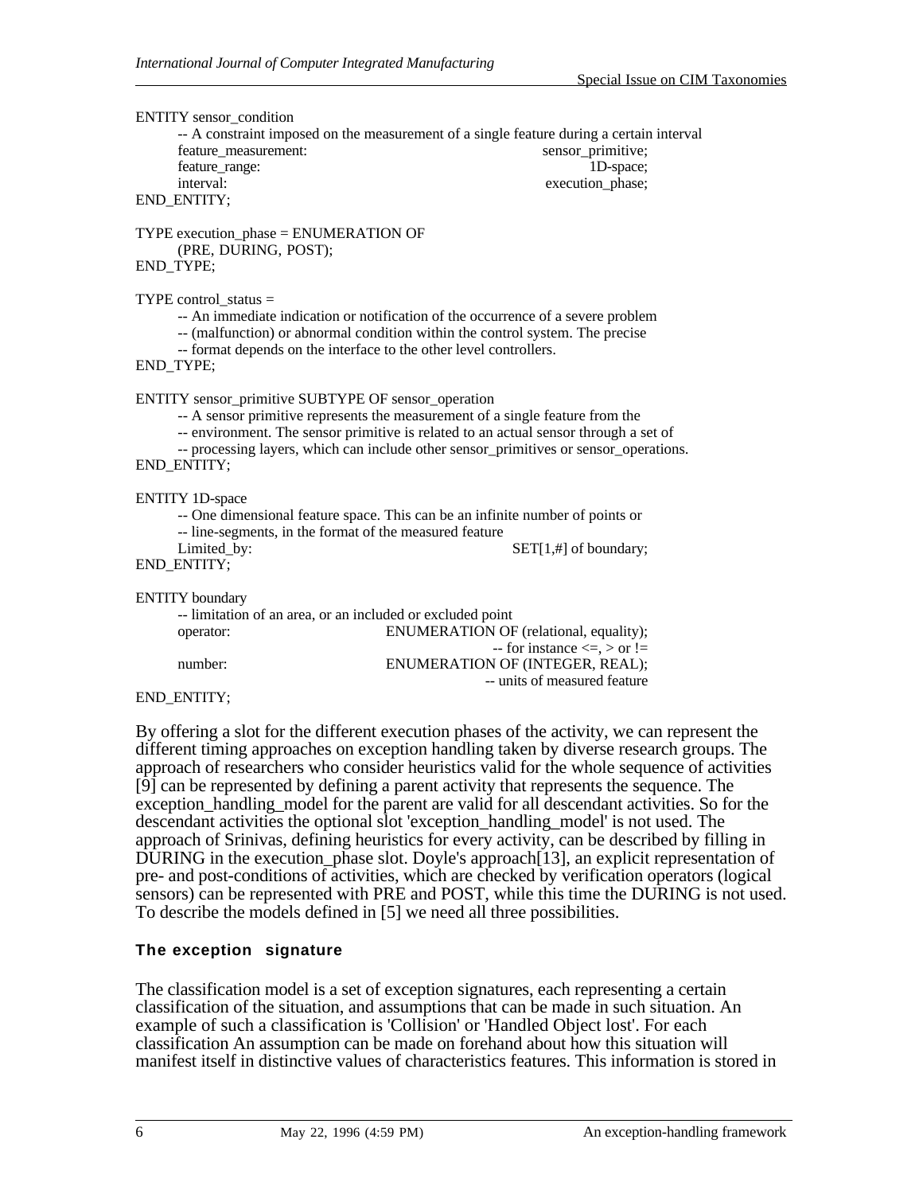```
ENTITY sensor_condition
    -- A constraint imposed on the measurement of a single feature during a certain interval
    feature_measurement:                              sensor_primitive;
    feature_range:                                    1D-space;
    interval:                                         execution_phase;
END_ENTITY;

TYPE execution_phase = ENUMERATION OF
    (PRE, DURING, POST);
END_TYPE;

TYPE control_status =
    -- An immediate indication or notification of the occurrence of a severe problem
    -- (malfunction) or abnormal condition within the control system. The precise
    -- format depends on the interface to the other level controllers.
END_TYPE;

ENTITY sensor_primitive SUBTYPE OF sensor_operation
    -- A sensor primitive represents the measurement of a single feature from the
    -- environment. The sensor primitive is related to an actual sensor through a set of
    -- processing layers, which can include other sensor_primitives or sensor_operations.
END_ENTITY;

ENTITY 1D-space
    -- One dimensional feature space. This can be an infinite number of points or
    -- line-segments, in the format of the measured feature
    Limited_by:                                       SET[1,#] of boundary;
END_ENTITY;

ENTITY boundary
    -- limitation of an area, or an included or excluded point
    operator:              ENUMERATION OF (relational, equality);
                                                      -- for instance <=, > or !=
    number:                ENUMERATION OF (INTEGER, REAL);
                                                      -- units of measured feature
END_ENTITY;
```

By offering a slot for the different execution phases of the activity, we can represent the different timing approaches on exception handling taken by diverse research groups. The approach of researchers who consider heuristics valid for the whole sequence of activities [9] can be represented by defining a parent activity that represents the sequence. The exception_handling_model for the parent are valid for all descendant activities. So for the descendant activities the optional slot 'exception_handling_model' is not used. The approach of Srinivas, defining heuristics for every activity, can be described by filling in DURING in the execution_phase slot. Doyle's approach[13], an explicit representation of pre- and post-conditions of activities, which are checked by verification operators (logical sensors) can be represented with PRE and POST, while this time the DURING is not used. To describe the models defined in [5] we need all three possibilities.

### The exception signature

The classification model is a set of exception signatures, each representing a certain classification of the situation, and assumptions that can be made in such situation. An example of such a classification is 'Collision' or 'Handled Object lost'. For each classification An assumption can be made on forehand about how this situation will manifest itself in distinctive values of characteristics features. This information is stored in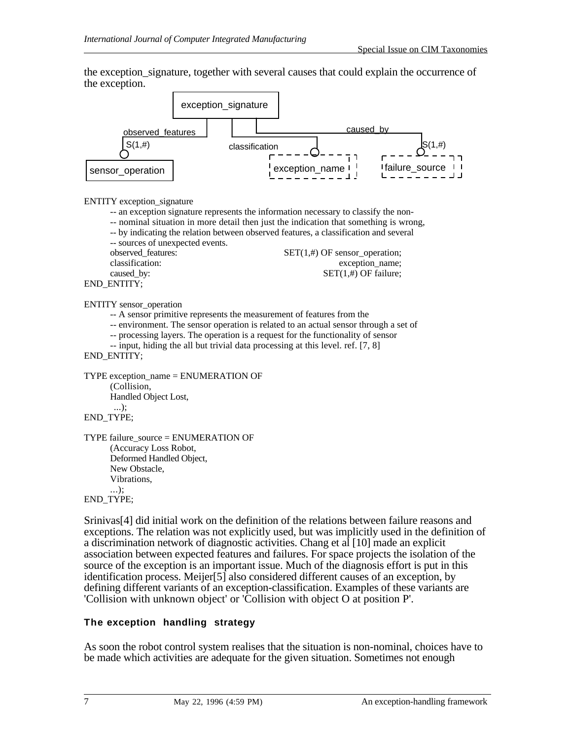the exception_signature, together with several causes that could explain the occurrence of the exception.

```
ENTITY exception_signature
    -- an exception signature represents the information necessary to classify the non-
    -- nominal situation in more detail then just the indication that something is wrong,
    -- by indicating the relation between observed features, a classification and several
    -- sources of unexpected events.
    observed_features:          SET(1,#) OF sensor_operation;
    classification:                          exception_name;
    caused_by:                          SET(1,#) OF failure;
END_ENTITY;

ENTITY sensor_operation
    -- A sensor primitive represents the measurement of features from the
    -- environment. The sensor operation is related to an actual sensor through a set of
    -- processing layers. The operation is a request for the functionality of sensor
    -- input, hiding the all but trivial data processing at this level. ref. [7, 8]
END_ENTITY;

TYPE exception_name = ENUMERATION OF
    (Collision,
    Handled Object Lost,
     ...);
END_TYPE;

TYPE failure_source = ENUMERATION OF
    (Accuracy Loss Robot,
    Deformed Handled Object,
    New Obstacle,
    Vibrations,
    ...);
END_TYPE;
```

Srinivas[4] did initial work on the definition of the relations between failure reasons and exceptions. The relation was not explicitly used, but was implicitly used in the definition of a discrimination network of diagnostic activities. Chang et al [10] made an explicit association between expected features and failures. For space projects the isolation of the source of the exception is an important issue. Much of the diagnosis effort is put in this identification process. Meijer[5] also considered different causes of an exception, by defining different variants of an exception-classification. Examples of these variants are 'Collision with unknown object' or 'Collision with object O at position P'.

### The exception handling strategy

As soon the robot control system realises that the situation is non-nominal, choices have to be made which activities are adequate for the given situation. Sometimes not enough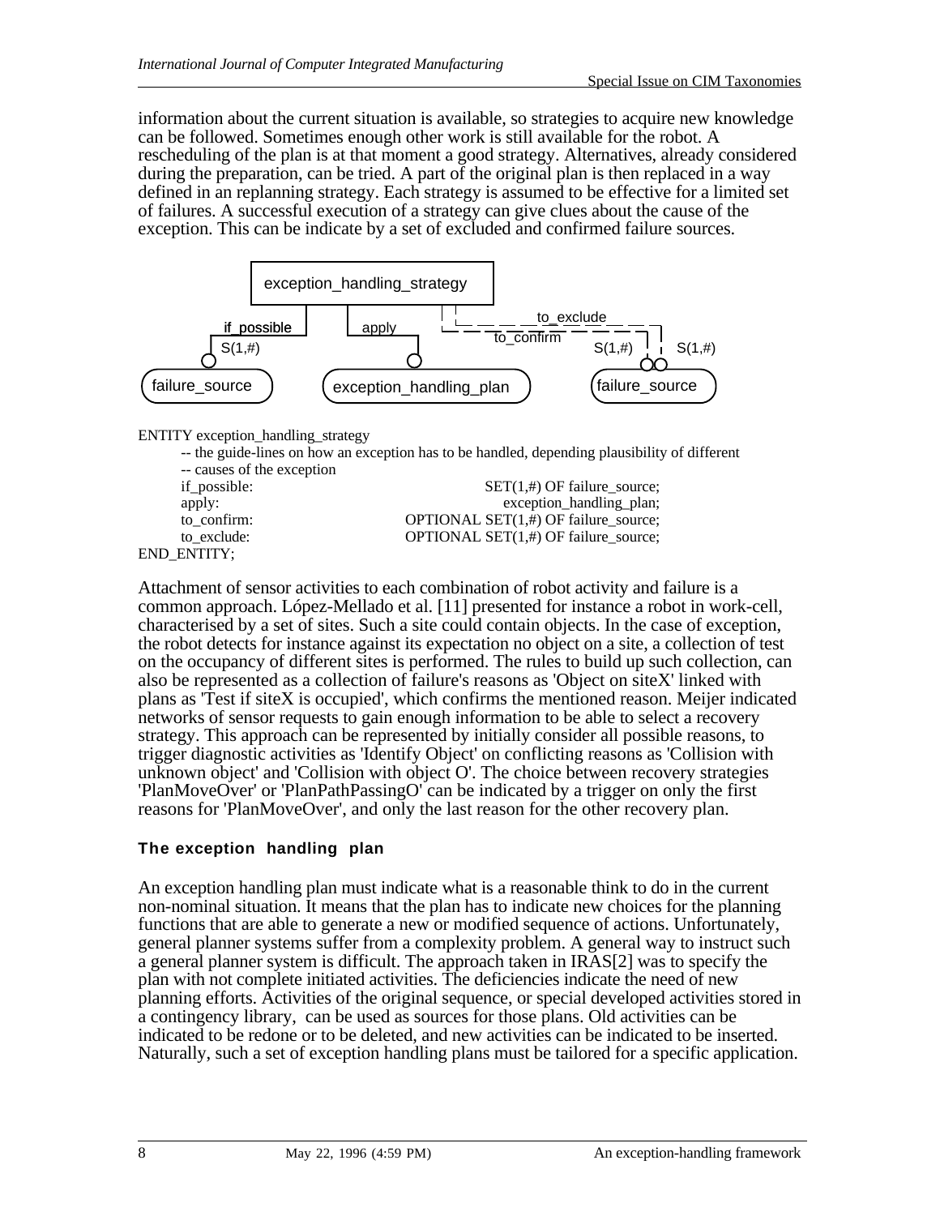information about the current situation is available, so strategies to acquire new knowledge can be followed. Sometimes enough other work is still available for the robot. A rescheduling of the plan is at that moment a good strategy. Alternatives, already considered during the preparation, can be tried. A part of the original plan is then replaced in a way defined in an replanning strategy. Each strategy is assumed to be effective for a limited set of failures. A successful execution of a strategy can give clues about the cause of the exception. This can be indicate by a set of excluded and confirmed failure sources.

```
ENTITY exception_handling_strategy
    -- the guide-lines on how an exception has to be handled, depending plausibility of different
    -- causes of the exception
    if_possible:        SET(1,#) OF failure_source;
    apply:              exception_handling_plan;
    to_confirm:         OPTIONAL SET(1,#) OF failure_source;
    to_exclude:         OPTIONAL SET(1,#) OF failure_source;
END_ENTITY;
```

Attachment of sensor activities to each combination of robot activity and failure is a common approach. López-Mellado et al. [11] presented for instance a robot in work-cell, characterised by a set of sites. Such a site could contain objects. In the case of exception, the robot detects for instance against its expectation no object on a site, a collection of test on the occupancy of different sites is performed. The rules to build up such collection, can also be represented as a collection of failure's reasons as 'Object on siteX' linked with plans as 'Test if siteX is occupied', which confirms the mentioned reason. Meijer indicated networks of sensor requests to gain enough information to be able to select a recovery strategy. This approach can be represented by initially consider all possible reasons, to trigger diagnostic activities as 'Identify Object' on conflicting reasons as 'Collision with unknown object' and 'Collision with object O'. The choice between recovery strategies 'PlanMoveOver' or 'PlanPathPassingO' can be indicated by a trigger on only the first reasons for 'PlanMoveOver', and only the last reason for the other recovery plan.

### The exception handling plan

An exception handling plan must indicate what is a reasonable think to do in the current non-nominal situation. It means that the plan has to indicate new choices for the planning functions that are able to generate a new or modified sequence of actions. Unfortunately, general planner systems suffer from a complexity problem. A general way to instruct such a general planner system is difficult. The approach taken in IRAS[2] was to specify the plan with not complete initiated activities. The deficiencies indicate the need of new planning efforts. Activities of the original sequence, or special developed activities stored in a contingency library, can be used as sources for those plans. Old activities can be indicated to be redone or to be deleted, and new activities can be indicated to be inserted. Naturally, such a set of exception handling plans must be tailored for a specific application.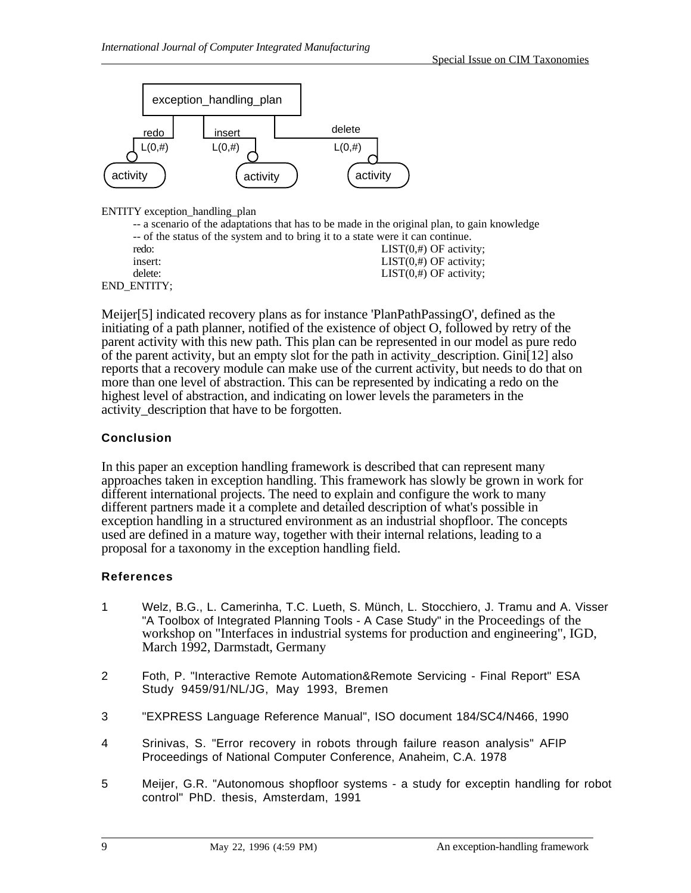```
ENTITY exception_handling_plan
        -- a scenario of the adaptations that has to be made in the original plan, to gain knowledge
        -- of the status of the system and to bring it to a state were it can continue.
        redo:                                                    LIST(0,#) OF activity;
        insert:                                                  LIST(0,#) OF activity;
        delete:                                                  LIST(0,#) OF activity;
END_ENTITY;
```

Meijer[5] indicated recovery plans as for instance 'PlanPathPassingO', defined as the initiating of a path planner, notified of the existence of object O, followed by retry of the parent activity with this new path. This plan can be represented in our model as pure redo of the parent activity, but an empty slot for the path in activity_description. Gini[12] also reports that a recovery module can make use of the current activity, but needs to do that on more than one level of abstraction. This can be represented by indicating a redo on the highest level of abstraction, and indicating on lower levels the parameters in the activity_description that have to be forgotten.

## Conclusion

In this paper an exception handling framework is described that can represent many approaches taken in exception handling. This framework has slowly be grown in work for different international projects. The need to explain and configure the work to many different partners made it a complete and detailed description of what's possible in exception handling in a structured environment as an industrial shopfloor. The concepts used are defined in a mature way, together with their internal relations, leading to a proposal for a taxonomy in the exception handling field.

## References

1. Welz, B.G., L. Camerinha, T.C. Lueth, S. Münch, L. Stocchiero, J. Tramu and A. Visser "A Toolbox of Integrated Planning Tools - A Case Study" in the Proceedings of the workshop on "Interfaces in industrial systems for production and engineering", IGD, March 1992, Darmstadt, Germany

2. Foth, P. "Interactive Remote Automation&Remote Servicing - Final Report" ESA Study 9459/91/NL/JG, May 1993, Bremen

3. "EXPRESS Language Reference Manual", ISO document 184/SC4/N466, 1990

4. Srinivas, S. "Error recovery in robots through failure reason analysis" AFIP Proceedings of National Computer Conference, Anaheim, C.A. 1978

5. Meijer, G.R. "Autonomous shopfloor systems - a study for exceptin handling for robot control" PhD. thesis, Amsterdam, 1991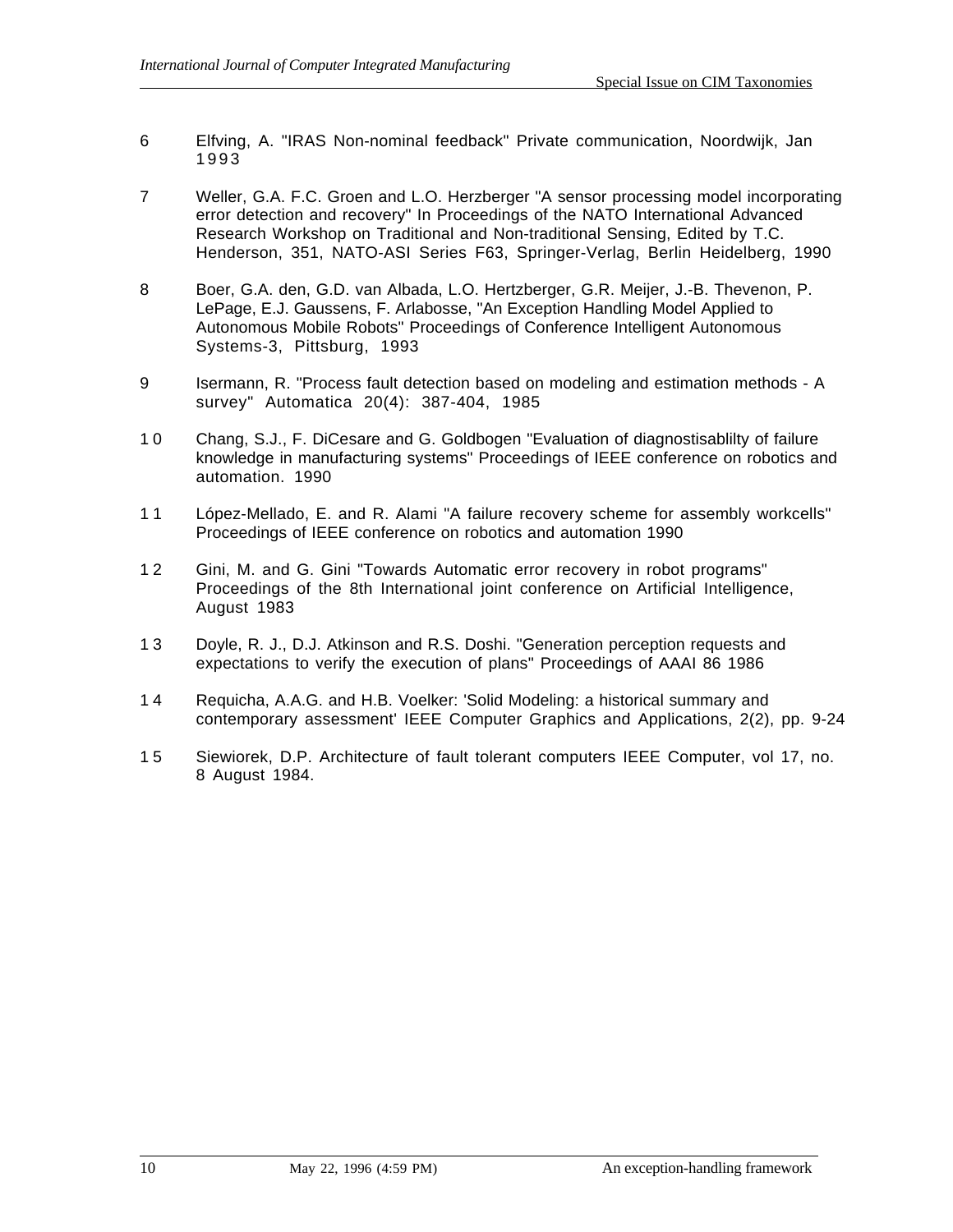6 Elfving, A. "IRAS Non-nominal feedback" Private communication, Noordwijk, Jan 1993

7 Weller, G.A. F.C. Groen and L.O. Herzberger "A sensor processing model incorporating error detection and recovery" In Proceedings of the NATO International Advanced Research Workshop on Traditional and Non-traditional Sensing, Edited by T.C. Henderson, 351, NATO-ASI Series F63, Springer-Verlag, Berlin Heidelberg, 1990

8 Boer, G.A. den, G.D. van Albada, L.O. Hertzberger, G.R. Meijer, J.-B. Thevenon, P. LePage, E.J. Gaussens, F. Arlabosse, "An Exception Handling Model Applied to Autonomous Mobile Robots" Proceedings of Conference Intelligent Autonomous Systems-3, Pittsburg, 1993

9 Isermann, R. "Process fault detection based on modeling and estimation methods - A survey" Automatica 20(4): 387-404, 1985

10 Chang, S.J., F. DiCesare and G. Goldbogen "Evaluation of diagnostisablilty of failure knowledge in manufacturing systems" Proceedings of IEEE conference on robotics and automation. 1990

11 López-Mellado, E. and R. Alami "A failure recovery scheme for assembly workcells" Proceedings of IEEE conference on robotics and automation 1990

12 Gini, M. and G. Gini "Towards Automatic error recovery in robot programs" Proceedings of the 8th International joint conference on Artificial Intelligence, August 1983

13 Doyle, R. J., D.J. Atkinson and R.S. Doshi. "Generation perception requests and expectations to verify the execution of plans" Proceedings of AAAI 86 1986

14 Requicha, A.A.G. and H.B. Voelker: 'Solid Modeling: a historical summary and contemporary assessment' IEEE Computer Graphics and Applications, 2(2), pp. 9-24

15 Siewiorek, D.P. Architecture of fault tolerant computers IEEE Computer, vol 17, no. 8 August 1984.